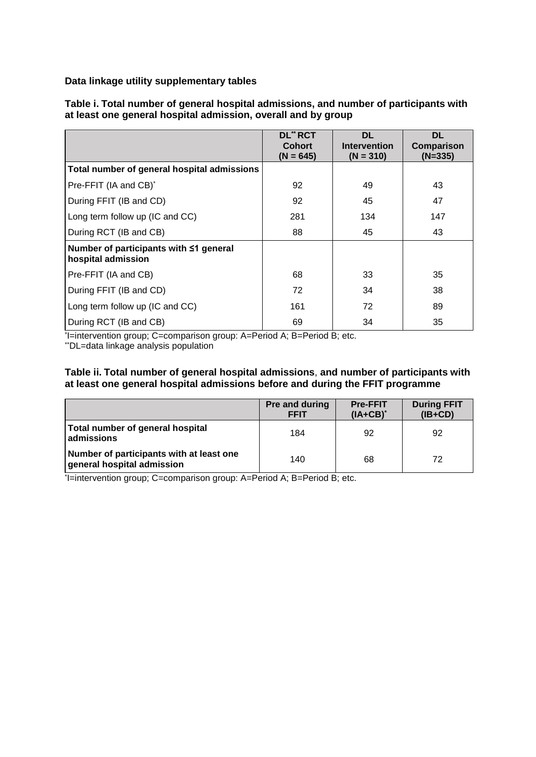**Data linkage utility supplementary tables**

**Table i. Total number of general hospital admissions, and number of participants with at least one general hospital admission, overall and by group**

| | DL[**] RCT Cohort (N = 645) | DL Intervention (N = 310) | DL Comparison (N=335) |
|---|---|---|---|
| **Total number of general hospital admissions** | | | |
| Pre-FFIT (IA and CB)[*] | 92 | 49 | 43 |
| During FFIT (IB and CD) | 92 | 45 | 47 |
| Long term follow up (IC and CC) | 281 | 134 | 147 |
| During RCT (IB and CB) | 88 | 45 | 43 |
| **Number of participants with ≤1 general hospital admission** | | | |
| Pre-FFIT (IA and CB) | 68 | 33 | 35 |
| During FFIT (IB and CD) | 72 | 34 | 38 |
| Long term follow up (IC and CC) | 161 | 72 | 89 |
| During RCT (IB and CB) | 69 | 34 | 35 |

[*]I=intervention group; C=comparison group: A=Period A; B=Period B; etc.
[**]DL=data linkage analysis population

**Table ii. Total number of general hospital admissions, and number of participants with at least one general hospital admissions before and during the FFIT programme**

| | Pre and during FFIT | Pre-FFIT (IA+CB)[*] | During FFIT (IB+CD) |
|---|---|---|---|
| **Total number of general hospital admissions** | 184 | 92 | 92 |
| **Number of participants with at least one general hospital admission** | 140 | 68 | 72 |

[*]I=intervention group; C=comparison group: A=Period A; B=Period B; etc.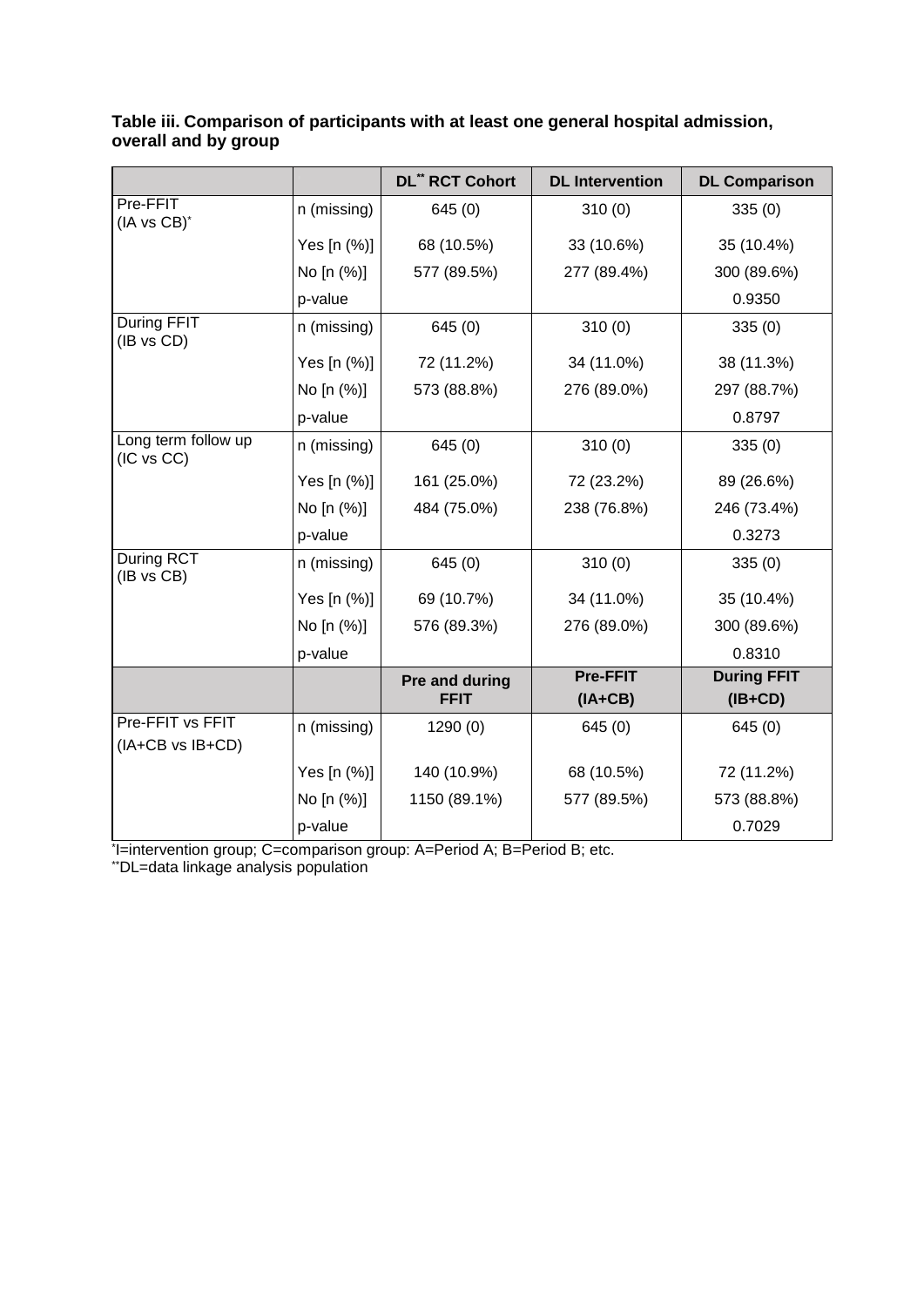**Table iii. Comparison of participants with at least one general hospital admission, overall and by group**

| | | DL[**] RCT Cohort | DL Intervention | DL Comparison |
|---|---|---|---|---|
| Pre-FFIT (IA vs CB)[*] | n (missing) | 645 (0) | 310 (0) | 335 (0) |
| | Yes [n (%)] | 68 (10.5%) | 33 (10.6%) | 35 (10.4%) |
| | No [n (%)] | 577 (89.5%) | 277 (89.4%) | 300 (89.6%) |
| | p-value | | | 0.9350 |
| During FFIT (IB vs CD) | n (missing) | 645 (0) | 310 (0) | 335 (0) |
| | Yes [n (%)] | 72 (11.2%) | 34 (11.0%) | 38 (11.3%) |
| | No [n (%)] | 573 (88.8%) | 276 (89.0%) | 297 (88.7%) |
| | p-value | | | 0.8797 |
| Long term follow up (IC vs CC) | n (missing) | 645 (0) | 310 (0) | 335 (0) |
| | Yes [n (%)] | 161 (25.0%) | 72 (23.2%) | 89 (26.6%) |
| | No [n (%)] | 484 (75.0%) | 238 (76.8%) | 246 (73.4%) |
| | p-value | | | 0.3273 |
| During RCT (IB vs CB) | n (missing) | 645 (0) | 310 (0) | 335 (0) |
| | Yes [n (%)] | 69 (10.7%) | 34 (11.0%) | 35 (10.4%) |
| | No [n (%)] | 576 (89.3%) | 276 (89.0%) | 300 (89.6%) |
| | p-value | | | 0.8310 |
| | | **Pre and during FFIT** | **Pre-FFIT (IA+CB)** | **During FFIT (IB+CD)** |
| Pre-FFIT vs FFIT (IA+CB vs IB+CD) | n (missing) | 1290 (0) | 645 (0) | 645 (0) |
| | Yes [n (%)] | 140 (10.9%) | 68 (10.5%) | 72 (11.2%) |
| | No [n (%)] | 1150 (89.1%) | 577 (89.5%) | 573 (88.8%) |
| | p-value | | | 0.7029 |

[*]I=intervention group; C=comparison group: A=Period A; B=Period B; etc.
[**]DL=data linkage analysis population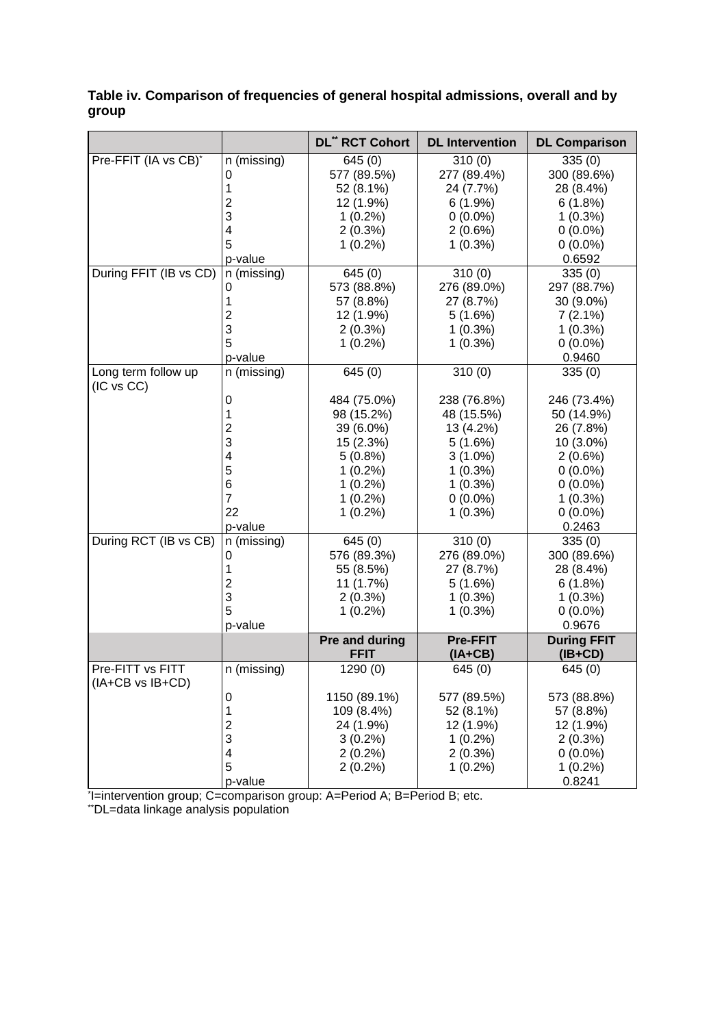**Table iv. Comparison of frequencies of general hospital admissions, overall and by group**

| | | DL[**] RCT Cohort | DL Intervention | DL Comparison |
|---|---|---|---|---|
| Pre-FFIT (IA vs CB)[*] | n (missing) | 645 (0) | 310 (0) | 335 (0) |
| | 0 | 577 (89.5%) | 277 (89.4%) | 300 (89.6%) |
| | 1 | 52 (8.1%) | 24 (7.7%) | 28 (8.4%) |
| | 2 | 12 (1.9%) | 6 (1.9%) | 6 (1.8%) |
| | 3 | 1 (0.2%) | 0 (0.0%) | 1 (0.3%) |
| | 4 | 2 (0.3%) | 2 (0.6%) | 0 (0.0%) |
| | 5 | 1 (0.2%) | 1 (0.3%) | 0 (0.0%) |
| | p-value | | | 0.6592 |
| During FFIT (IB vs CD) | n (missing) | 645 (0) | 310 (0) | 335 (0) |
| | 0 | 573 (88.8%) | 276 (89.0%) | 297 (88.7%) |
| | 1 | 57 (8.8%) | 27 (8.7%) | 30 (9.0%) |
| | 2 | 12 (1.9%) | 5 (1.6%) | 7 (2.1%) |
| | 3 | 2 (0.3%) | 1 (0.3%) | 1 (0.3%) |
| | 5 | 1 (0.2%) | 1 (0.3%) | 0 (0.0%) |
| | p-value | | | 0.9460 |
| Long term follow up (IC vs CC) | n (missing) | 645 (0) | 310 (0) | 335 (0) |
| | 0 | 484 (75.0%) | 238 (76.8%) | 246 (73.4%) |
| | 1 | 98 (15.2%) | 48 (15.5%) | 50 (14.9%) |
| | 2 | 39 (6.0%) | 13 (4.2%) | 26 (7.8%) |
| | 3 | 15 (2.3%) | 5 (1.6%) | 10 (3.0%) |
| | 4 | 5 (0.8%) | 3 (1.0%) | 2 (0.6%) |
| | 5 | 1 (0.2%) | 1 (0.3%) | 0 (0.0%) |
| | 6 | 1 (0.2%) | 1 (0.3%) | 0 (0.0%) |
| | 7 | 1 (0.2%) | 0 (0.0%) | 1 (0.3%) |
| | 22 | 1 (0.2%) | 1 (0.3%) | 0 (0.0%) |
| | p-value | | | 0.2463 |
| During RCT (IB vs CB) | n (missing) | 645 (0) | 310 (0) | 335 (0) |
| | 0 | 576 (89.3%) | 276 (89.0%) | 300 (89.6%) |
| | 1 | 55 (8.5%) | 27 (8.7%) | 28 (8.4%) |
| | 2 | 11 (1.7%) | 5 (1.6%) | 6 (1.8%) |
| | 3 | 2 (0.3%) | 1 (0.3%) | 1 (0.3%) |
| | 5 | 1 (0.2%) | 1 (0.3%) | 0 (0.0%) |
| | p-value | | | 0.9676 |
| | | **Pre and during FFIT** | **Pre-FFIT (IA+CB)** | **During FFIT (IB+CD)** |
| Pre-FITT vs FITT (IA+CB vs IB+CD) | n (missing) | 1290 (0) | 645 (0) | 645 (0) |
| | 0 | 1150 (89.1%) | 577 (89.5%) | 573 (88.8%) |
| | 1 | 109 (8.4%) | 52 (8.1%) | 57 (8.8%) |
| | 2 | 24 (1.9%) | 12 (1.9%) | 12 (1.9%) |
| | 3 | 3 (0.2%) | 1 (0.2%) | 2 (0.3%) |
| | 4 | 2 (0.2%) | 2 (0.3%) | 0 (0.0%) |
| | 5 | 2 (0.2%) | 1 (0.2%) | 1 (0.2%) |
| | p-value | | | 0.8241 |

[*]I=intervention group; C=comparison group: A=Period A; B=Period B; etc.

[**]DL=data linkage analysis population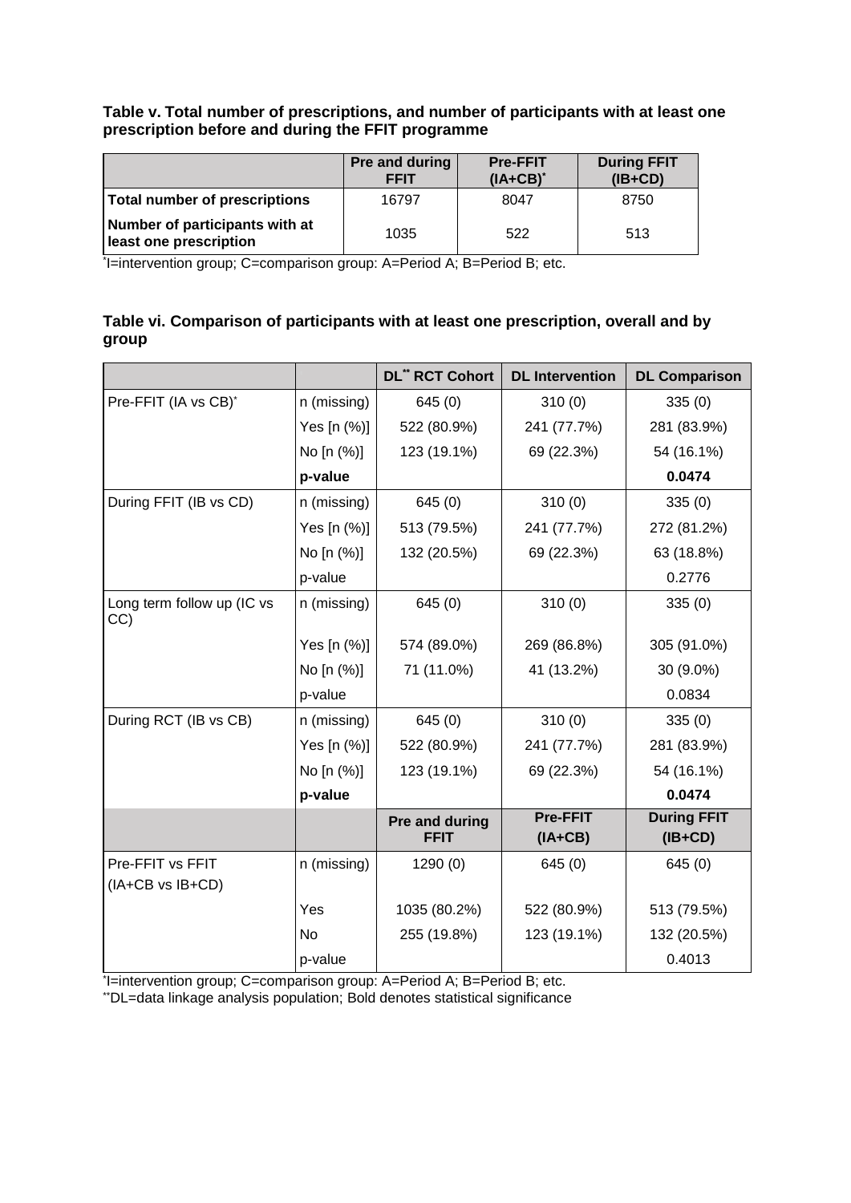**Table v. Total number of prescriptions, and number of participants with at least one prescription before and during the FFIT programme**

| | Pre and during FFIT | Pre-FFIT (IA+CB)* | During FFIT (IB+CD) |
|---|---|---|---|
| **Total number of prescriptions** | 16797 | 8047 | 8750 |
| **Number of participants with at least one prescription** | 1035 | 522 | 513 |

*I=intervention group; C=comparison group: A=Period A; B=Period B; etc.

**Table vi. Comparison of participants with at least one prescription, overall and by group**

| | | DL** RCT Cohort | DL Intervention | DL Comparison |
|---|---|---|---|---|
| Pre-FFIT (IA vs CB)* | n (missing) | 645 (0) | 310 (0) | 335 (0) |
| | Yes [n (%)] | 522 (80.9%) | 241 (77.7%) | 281 (83.9%) |
| | No [n (%)] | 123 (19.1%) | 69 (22.3%) | 54 (16.1%) |
| | **p-value** | | | **0.0474** |
| During FFIT (IB vs CD) | n (missing) | 645 (0) | 310 (0) | 335 (0) |
| | Yes [n (%)] | 513 (79.5%) | 241 (77.7%) | 272 (81.2%) |
| | No [n (%)] | 132 (20.5%) | 69 (22.3%) | 63 (18.8%) |
| | p-value | | | 0.2776 |
| Long term follow up (IC vs CC) | n (missing) | 645 (0) | 310 (0) | 335 (0) |
| | Yes [n (%)] | 574 (89.0%) | 269 (86.8%) | 305 (91.0%) |
| | No [n (%)] | 71 (11.0%) | 41 (13.2%) | 30 (9.0%) |
| | p-value | | | 0.0834 |
| During RCT (IB vs CB) | n (missing) | 645 (0) | 310 (0) | 335 (0) |
| | Yes [n (%)] | 522 (80.9%) | 241 (77.7%) | 281 (83.9%) |
| | No [n (%)] | 123 (19.1%) | 69 (22.3%) | 54 (16.1%) |
| | **p-value** | | | **0.0474** |
| | | **Pre and during FFIT** | **Pre-FFIT (IA+CB)** | **During FFIT (IB+CD)** |
| Pre-FFIT vs FFIT (IA+CB vs IB+CD) | n (missing) | 1290 (0) | 645 (0) | 645 (0) |
| | Yes | 1035 (80.2%) | 522 (80.9%) | 513 (79.5%) |
| | No | 255 (19.8%) | 123 (19.1%) | 132 (20.5%) |
| | p-value | | | 0.4013 |

*I=intervention group; C=comparison group: A=Period A; B=Period B; etc.
**DL=data linkage analysis population; Bold denotes statistical significance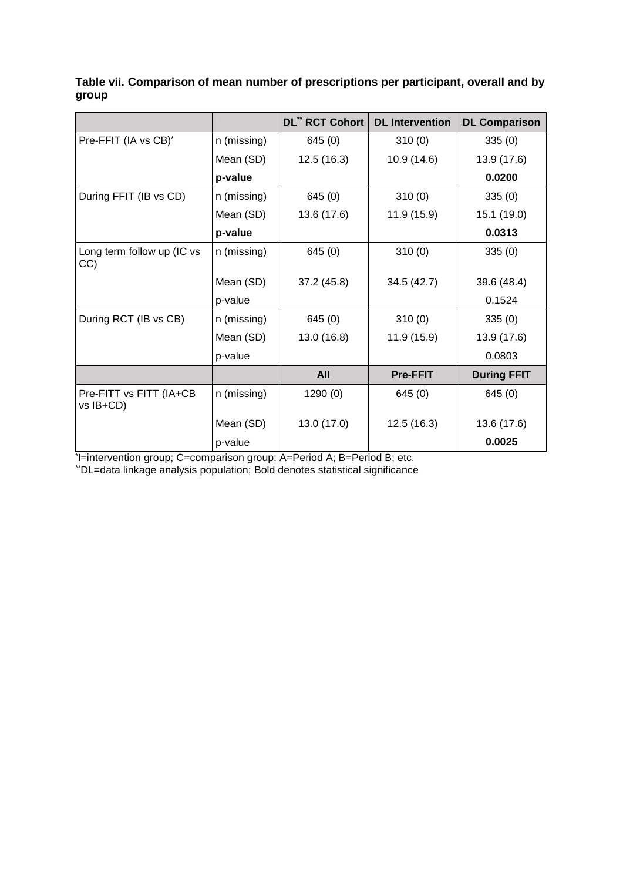**Table vii. Comparison of mean number of prescriptions per participant, overall and by group**

| | | DL[**] RCT Cohort | DL Intervention | DL Comparison |
|---|---|---|---|---|
| Pre-FFIT (IA vs CB)[*] | n (missing) | 645 (0) | 310 (0) | 335 (0) |
| | Mean (SD) | 12.5 (16.3) | 10.9 (14.6) | 13.9 (17.6) |
| | **p-value** | | | **0.0200** |
| During FFIT (IB vs CD) | n (missing) | 645 (0) | 310 (0) | 335 (0) |
| | Mean (SD) | 13.6 (17.6) | 11.9 (15.9) | 15.1 (19.0) |
| | **p-value** | | | **0.0313** |
| Long term follow up (IC vs CC) | n (missing) | 645 (0) | 310 (0) | 335 (0) |
| | Mean (SD) | 37.2 (45.8) | 34.5 (42.7) | 39.6 (48.4) |
| | p-value | | | 0.1524 |
| During RCT (IB vs CB) | n (missing) | 645 (0) | 310 (0) | 335 (0) |
| | Mean (SD) | 13.0 (16.8) | 11.9 (15.9) | 13.9 (17.6) |
| | p-value | | | 0.0803 |
| | | **All** | **Pre-FFIT** | **During FFIT** |
| Pre-FITT vs FITT (IA+CB vs IB+CD) | n (missing) | 1290 (0) | 645 (0) | 645 (0) |
| | Mean (SD) | 13.0 (17.0) | 12.5 (16.3) | 13.6 (17.6) |
| | p-value | | | **0.0025** |

[*]I=intervention group; C=comparison group: A=Period A; B=Period B; etc.
[**]DL=data linkage analysis population; Bold denotes statistical significance